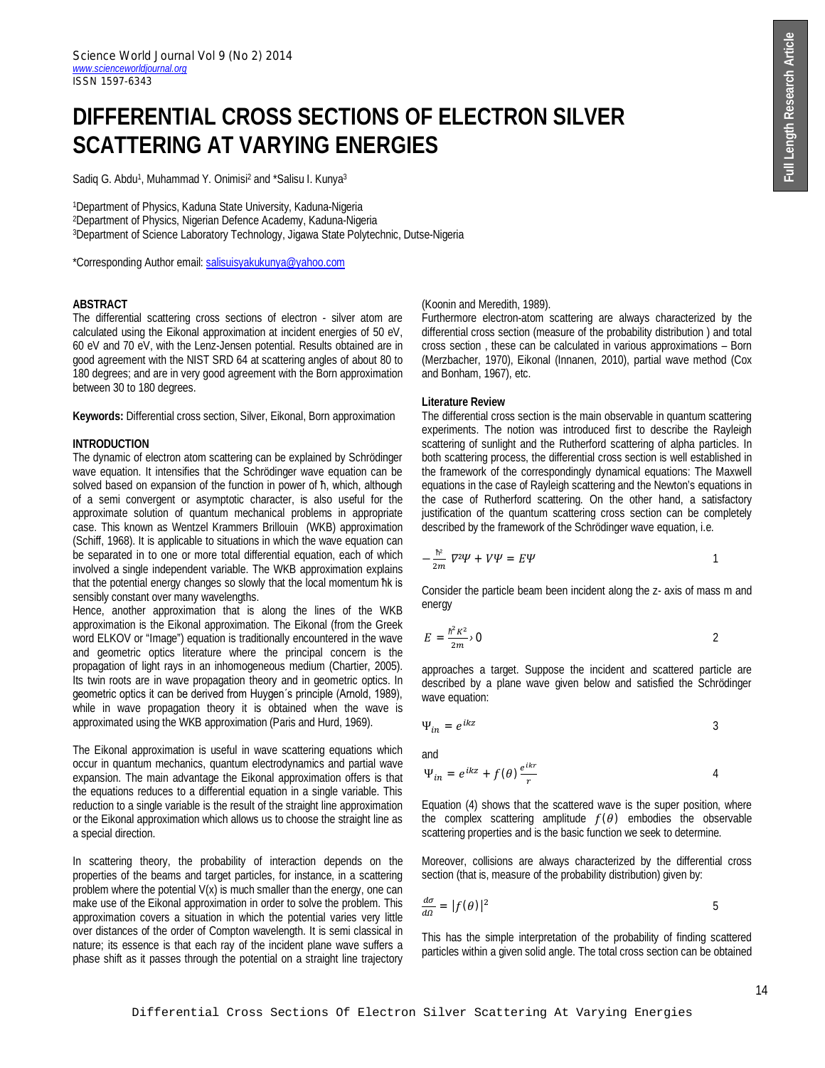# DIFFERENTIAL CROSS SECTIONS OF ELECTRON SILVER SCATTERING AT VARYING ENERGIES

Sadiq G. Abdu[1], Muhammad Y. Onimisi[2] and *Salisu I. Kunya[3]

[1]Department of Physics, Kaduna State University, Kaduna-Nigeria
[2]Department of Physics, Nigerian Defence Academy, Kaduna-Nigeria
[3]Department of Science Laboratory Technology, Jigawa State Polytechnic, Dutse-Nigeria

*Corresponding Author email: salisuisyakukunya@yahoo.com

## ABSTRACT

The differential scattering cross sections of electron - silver atom are calculated using the Eikonal approximation at incident energies of 50 eV, 60 eV and 70 eV, with the Lenz-Jensen potential. Results obtained are in good agreement with the NIST SRD 64 at scattering angles of about 80 to 180 degrees; and are in very good agreement with the Born approximation between 30 to 180 degrees.

**Keywords:** Differential cross section, Silver, Eikonal, Born approximation

## INTRODUCTION

The dynamic of electron atom scattering can be explained by Schrödinger wave equation. It intensifies that the Schrödinger wave equation can be solved based on expansion of the function in power of ħ, which, although of a semi convergent or asymptotic character, is also useful for the approximate solution of quantum mechanical problems in appropriate case. This known as Wentzel Krammers Brillouin (WKB) approximation (Schiff, 1968). It is applicable to situations in which the wave equation can be separated in to one or more total differential equation, each of which involved a single independent variable. The WKB approximation explains that the potential energy changes so slowly that the local momentum ħk is sensibly constant over many wavelengths.

Hence, another approximation that is along the lines of the WKB approximation is the Eikonal approximation. The Eikonal (from the Greek word ELKOV or "Image") equation is traditionally encountered in the wave and geometric optics literature where the principal concern is the propagation of light rays in an inhomogeneous medium (Chartier, 2005). Its twin roots are in wave propagation theory and in geometric optics. In geometric optics it can be derived from Huygen´s principle (Arnold, 1989), while in wave propagation theory it is obtained when the wave is approximated using the WKB approximation (Paris and Hurd, 1969).

The Eikonal approximation is useful in wave scattering equations which occur in quantum mechanics, quantum electrodynamics and partial wave expansion. The main advantage the Eikonal approximation offers is that the equations reduces to a differential equation in a single variable. This reduction to a single variable is the result of the straight line approximation or the Eikonal approximation which allows us to choose the straight line as a special direction.

In scattering theory, the probability of interaction depends on the properties of the beams and target particles, for instance, in a scattering problem where the potential V(x) is much smaller than the energy, one can make use of the Eikonal approximation in order to solve the problem. This approximation covers a situation in which the potential varies very little over distances of the order of Compton wavelength. It is semi classical in nature; its essence is that each ray of the incident plane wave suffers a phase shift as it passes through the potential on a straight line trajectory (Koonin and Meredith, 1989).

Furthermore electron-atom scattering are always characterized by the differential cross section (measure of the probability distribution ) and total cross section , these can be calculated in various approximations – Born (Merzbacher, 1970), Eikonal (Innanen, 2010), partial wave method (Cox and Bonham, 1967), etc.

### Literature Review

The differential cross section is the main observable in quantum scattering experiments. The notion was introduced first to describe the Rayleigh scattering of sunlight and the Rutherford scattering of alpha particles. In both scattering process, the differential cross section is well established in the framework of the correspondingly dynamical equations: The Maxwell equations in the case of Rayleigh scattering and the Newton's equations in the case of Rutherford scattering. On the other hand, a satisfactory justification of the quantum scattering cross section can be completely described by the framework of the Schrödinger wave equation, i.e.

$$-\frac{\hbar^2}{2m}\nabla^2\Psi + V\Psi = E\Psi \qquad 1$$

Consider the particle beam been incident along the z- axis of mass m and energy

$$E = \frac{\hbar^2 K^2}{2m} \rangle 0 \qquad 2$$

approaches a target. Suppose the incident and scattered particle are described by a plane wave given below and satisfied the Schrödinger wave equation:

$$\Psi_{in} = e^{ikz} \qquad 3$$

and

$$\Psi_{in} = e^{ikz} + f(\theta)\frac{e^{ikr}}{r} \qquad 4$$

Equation (4) shows that the scattered wave is the super position, where the complex scattering amplitude $f(\theta)$ embodies the observable scattering properties and is the basic function we seek to determine.

Moreover, collisions are always characterized by the differential cross section (that is, measure of the probability distribution) given by:

$$\frac{d\sigma}{d\Omega} = |f(\theta)|^2 \qquad 5$$

This has the simple interpretation of the probability of finding scattered particles within a given solid angle. The total cross section can be obtained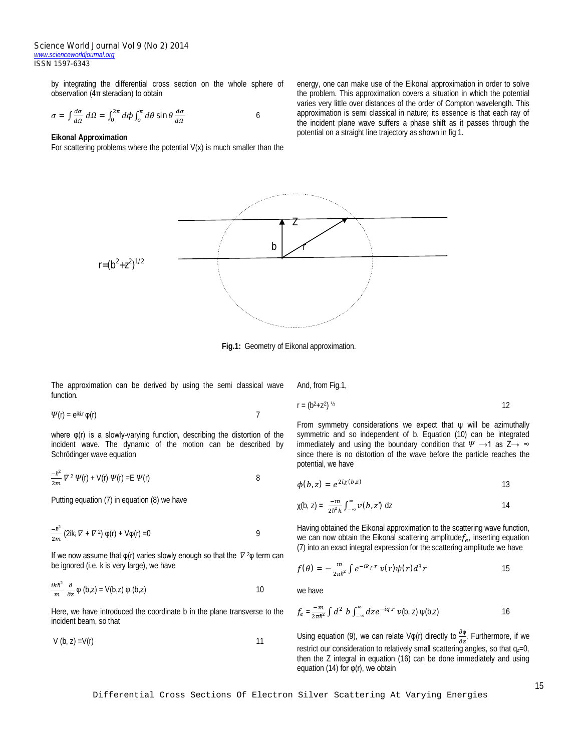by integrating the differential cross section on the whole sphere of observation (4π steradian) to obtain

$$\sigma = \int \frac{d\sigma}{d\Omega}\, d\Omega = \int_0^{2\pi} d\phi \int_o^{\pi} d\theta \sin\theta \frac{d\sigma}{d\Omega} \qquad 6$$

**Eikonal Approximation**

For scattering problems where the potential V(x) is much smaller than the energy, one can make use of the Eikonal approximation in order to solve the problem. This approximation covers a situation in which the potential varies very little over distances of the order of Compton wavelength. This approximation is semi classical in nature; its essence is that each ray of the incident plane wave suffers a phase shift as it passes through the potential on a straight line trajectory as shown in fig 1.

$r=(b^2+z^2)^{1/2}$

**Fig.1:** Geometry of Eikonal approximation.

The approximation can be derived by using the semi classical wave function.

$$\Psi(r) = e^{ik_i \cdot r}\, \varphi(r) \qquad 7$$

where φ(r) is a slowly-varying function, describing the distortion of the incident wave. The dynamic of the motion can be described by Schrödinger wave equation

$$\frac{-\hbar^2}{2m} \nabla^2 \Psi(r) + V(r)\, \Psi(r) = E\, \Psi(r) \qquad 8$$

Putting equation (7) in equation (8) we have

$$\frac{-\hbar^2}{2m} (2ik_i \nabla + \nabla^2)\, \varphi(r) + V\varphi(r) = 0 \qquad 9$$

If we now assume that φ(r) varies slowly enough so that the $\nabla^2\varphi$ term can be ignored (i.e. k is very large), we have

$$\frac{ik\hbar^2}{m} \frac{\partial}{\partial z} \varphi(b,z) = V(b,z)\, \varphi(b,z) \qquad 10$$

Here, we have introduced the coordinate b in the plane transverse to the incident beam, so that

$$V(b, z) = V(r) \qquad 11$$

And, from Fig.1,

$$r = (b^2+z^2)^{1/2} \qquad 12$$

From symmetry considerations we expect that ψ will be azimuthally symmetric and so independent of b. Equation (10) can be integrated immediately and using the boundary condition that $\Psi \to 1$ as $Z \to \infty$ since there is no distortion of the wave before the particle reaches the potential, we have

$$\phi(b,z) = e^{2i\chi(b,z)} \qquad 13$$

$$\chi(b, z) = \frac{-m}{2\hbar^2 k} \int_{-\infty}^{\infty} v(b,z')\, dz \qquad 14$$

Having obtained the Eikonal approximation to the scattering wave function, we can now obtain the Eikonal scattering amplitude $f_e$, inserting equation (7) into an exact integral expression for the scattering amplitude we have

$$f(\theta) = -\frac{m}{2\pi\hbar^2} \int e^{-ik_f \cdot r}\, v(r) \psi(r) d^3 r \qquad 15$$

we have

$$f_e = \frac{-m}{2\pi\hbar^2} \int d^2\, b \int_{-\infty}^{\infty} dz e^{-iq \cdot r}\, v(b, z)\, \psi(b,z) \qquad 16$$

Using equation (9), we can relate Vφ(r) directly to $\frac{\partial\varphi}{\partial z}$. Furthermore, if we restrict our consideration to relatively small scattering angles, so that $q_z=0$, then the Z integral in equation (16) can be done immediately and using equation (14) for φ(r), we obtain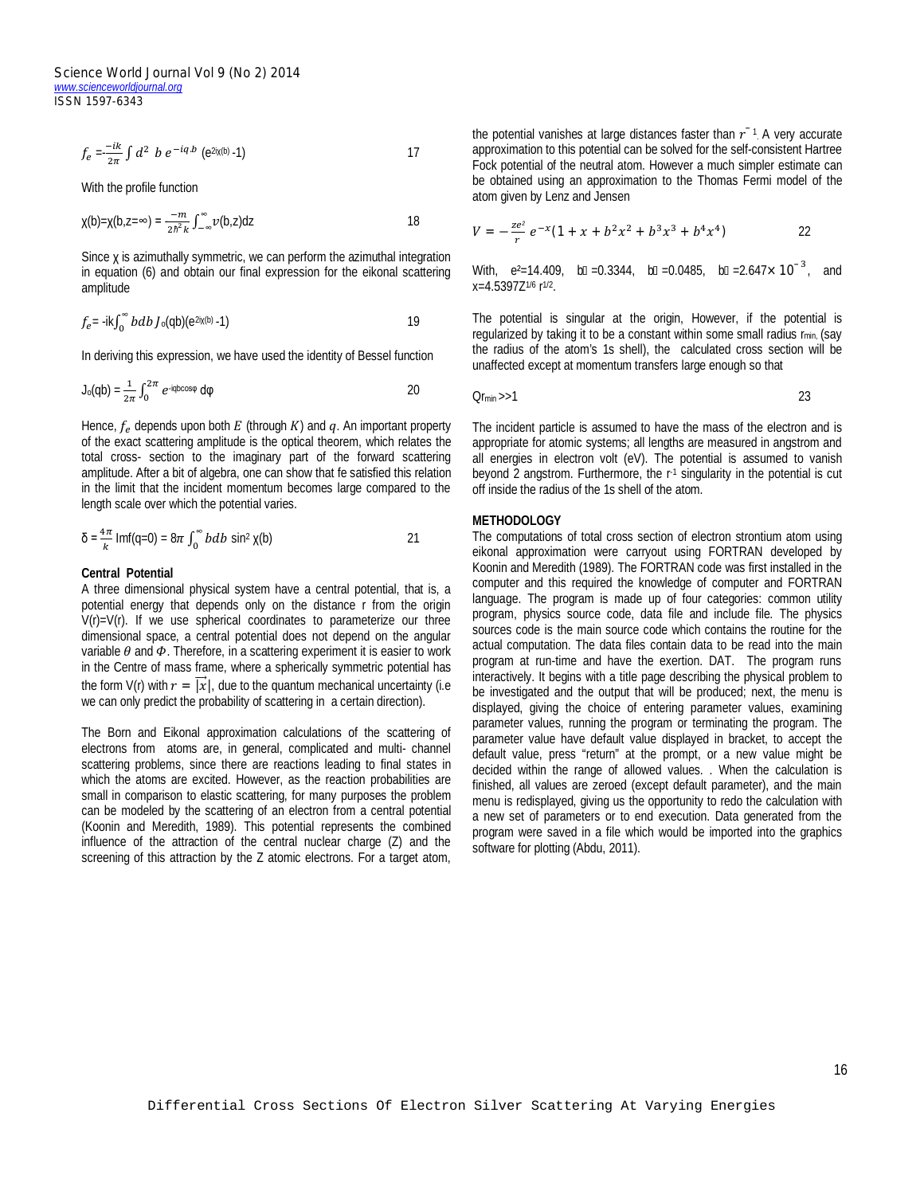$$f_e = -\frac{-ik}{2\pi} \int d^2\ b\ e^{-iq.b}\ (e^{2i\chi(b)} - 1) \qquad 17$$

With the profile function

$$\chi(b) = \chi(b, z=\infty) = \frac{-m}{2\hbar^2 k} \int_{-\infty}^{\infty} \upsilon(b,z)dz \qquad 18$$

Since χ is azimuthally symmetric, we can perform the azimuthal integration in equation (6) and obtain our final expression for the eikonal scattering amplitude

$$f_e = -ik\int_0^{\infty} bdb\ J_0(qb)(e^{2i\chi(b)} - 1) \qquad 19$$

In deriving this expression, we have used the identity of Bessel function

$$J_0(qb) = \frac{1}{2\pi}\int_0^{2\pi} e^{-iqb\cos\varphi}\ d\varphi \qquad 20$$

Hence, $f_e$ depends upon both $E$ (through $K$) and $q$. An important property of the exact scattering amplitude is the optical theorem, which relates the total cross- section to the imaginary part of the forward scattering amplitude. After a bit of algebra, one can show that fe satisfied this relation in the limit that the incident momentum becomes large compared to the length scale over which the potential varies.

$$\delta = \frac{4\pi}{k}\ \mathrm{Im}f(q=0) = 8\pi \int_0^{\infty} bdb\ \sin^2\chi(b) \qquad 21$$

**Central Potential**

A three dimensional physical system have a central potential, that is, a potential energy that depends only on the distance r from the origin V(r)=V(r). If we use spherical coordinates to parameterize our three dimensional space, a central potential does not depend on the angular variable $\theta$ and $\Phi$. Therefore, in a scattering experiment it is easier to work in the Centre of mass frame, where a spherically symmetric potential has the form V(r) with $r = |\vec{x}|$, due to the quantum mechanical uncertainty (i.e we can only predict the probability of scattering in a certain direction).

The Born and Eikonal approximation calculations of the scattering of electrons from atoms are, in general, complicated and multi- channel scattering problems, since there are reactions leading to final states in which the atoms are excited. However, as the reaction probabilities are small in comparison to elastic scattering, for many purposes the problem can be modeled by the scattering of an electron from a central potential (Koonin and Meredith, 1989). This potential represents the combined influence of the attraction of the central nuclear charge (Z) and the screening of this attraction by the Z atomic electrons. For a target atom, the potential vanishes at large distances faster than $r^{-1}$. A very accurate approximation to this potential can be solved for the self-consistent Hartree Fock potential of the neutral atom. However a much simpler estimate can be obtained using an approximation to the Thomas Fermi model of the atom given by Lenz and Jensen

$$V = -\frac{ze^2}{r}\ e^{-x}(1 + x + b^2x^2 + b^3x^3 + b^4x^4) \qquad 22$$

With, $e^2$=14.409, $b_2$=0.3344, $b_3$=0.0485, $b_4$=2.647× $10^{-3}$, and $x = 4.5397Z^{1/6}\ r^{1/2}$.

The potential is singular at the origin, However, if the potential is regularized by taking it to be a constant within some small radius $r_{min}$, (say the radius of the atom's 1s shell), the calculated cross section will be unaffected except at momentum transfers large enough so that

$$Qr_{min} >> 1 \qquad 23$$

The incident particle is assumed to have the mass of the electron and is appropriate for atomic systems; all lengths are measured in angstrom and all energies in electron volt (eV). The potential is assumed to vanish beyond 2 angstrom. Furthermore, the $r^{-1}$ singularity in the potential is cut off inside the radius of the 1s shell of the atom.

**METHODOLOGY**

The computations of total cross section of electron strontium atom using eikonal approximation were carryout using FORTRAN developed by Koonin and Meredith (1989). The FORTRAN code was first installed in the computer and this required the knowledge of computer and FORTRAN language. The program is made up of four categories: common utility program, physics source code, data file and include file. The physics sources code is the main source code which contains the routine for the actual computation. The data files contain data to be read into the main program at run-time and have the exertion. DAT. The program runs interactively. It begins with a title page describing the physical problem to be investigated and the output that will be produced; next, the menu is displayed, giving the choice of entering parameter values, examining parameter values, running the program or terminating the program. The parameter value have default value displayed in bracket, to accept the default value, press "return" at the prompt, or a new value might be decided within the range of allowed values. . When the calculation is finished, all values are zeroed (except default parameter), and the main menu is redisplayed, giving us the opportunity to redo the calculation with a new set of parameters or to end execution. Data generated from the program were saved in a file which would be imported into the graphics software for plotting (Abdu, 2011).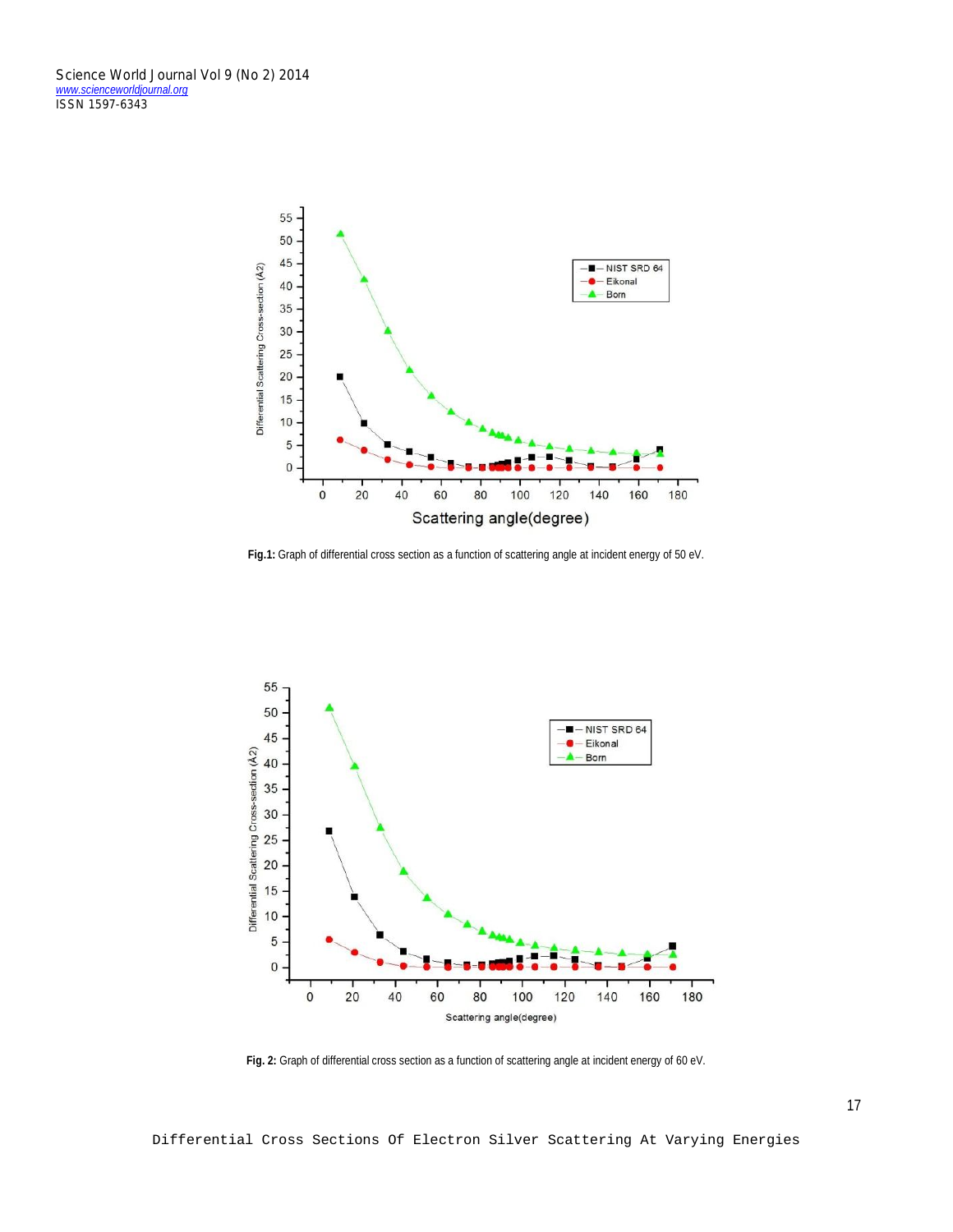Fig.1: Graph of differential cross section as a function of scattering angle at incident energy of 50 eV.

Fig. 2: Graph of differential cross section as a function of scattering angle at incident energy of 60 eV.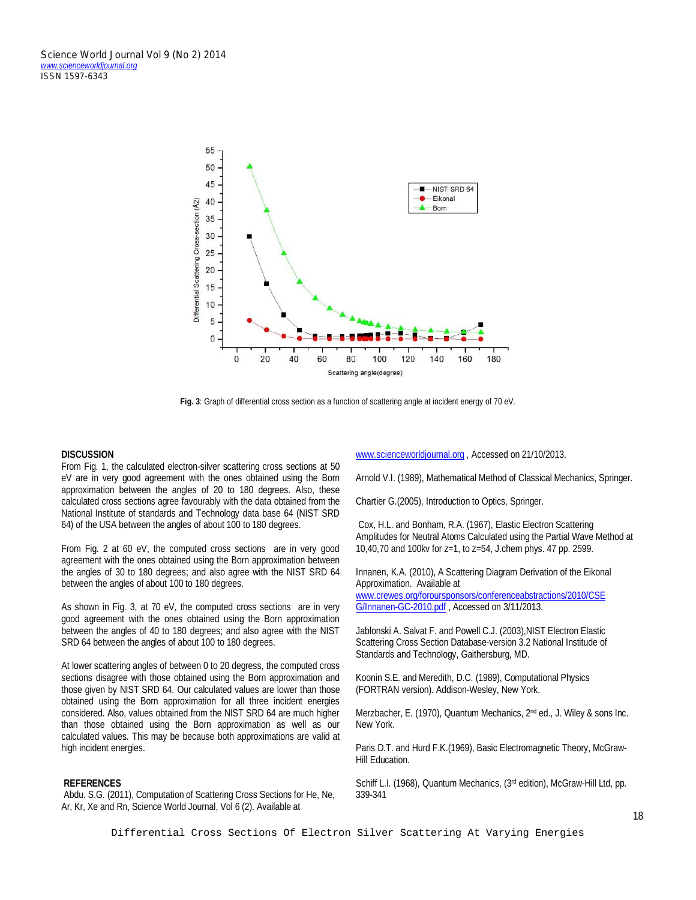55
50
45
40
35
30
25
20
15
10
5
0

Differential Scattering Cross-section (A2)

0 20 40 60 80 100 120 140 160 180

Scattering angle(degree)

NIST SRD 64
Eikonal
Born

**Fig. 3**: Graph of differential cross section as a function of scattering angle at incident energy of 70 eV.

## DISCUSSION

From Fig. 1, the calculated electron-silver scattering cross sections at 50 eV are in very good agreement with the ones obtained using the Born approximation between the angles of 20 to 180 degrees. Also, these calculated cross sections agree favourably with the data obtained from the National Institute of standards and Technology data base 64 (NIST SRD 64) of the USA between the angles of about 100 to 180 degrees.

From Fig. 2 at 60 eV, the computed cross sections are in very good agreement with the ones obtained using the Born approximation between the angles of 30 to 180 degrees; and also agree with the NIST SRD 64 between the angles of about 100 to 180 degrees.

As shown in Fig. 3, at 70 eV, the computed cross sections are in very good agreement with the ones obtained using the Born approximation between the angles of 40 to 180 degrees; and also agree with the NIST SRD 64 between the angles of about 100 to 180 degrees.

At lower scattering angles of between 0 to 20 degress, the computed cross sections disagree with those obtained using the Born approximation and those given by NIST SRD 64. Our calculated values are lower than those obtained using the Born approximation for all three incident energies considered. Also, values obtained from the NIST SRD 64 are much higher than those obtained using the Born approximation as well as our calculated values. This may be because both approximations are valid at high incident energies.

## REFERENCES

Abdu. S.G. (2011), Computation of Scattering Cross Sections for He, Ne, Ar, Kr, Xe and Rn, Science World Journal, Vol 6 (2). Available at www.scienceworldjournal.org , Accessed on 21/10/2013.

Arnold V.I. (1989), Mathematical Method of Classical Mechanics, Springer.

Chartier G.(2005), Introduction to Optics, Springer.

Cox, H.L. and Bonham, R.A. (1967), Elastic Electron Scattering Amplitudes for Neutral Atoms Calculated using the Partial Wave Method at 10,40,70 and 100kv for z=1, to z=54, J.chem phys. 47 pp. 2599.

Innanen, K.A. (2010), A Scattering Diagram Derivation of the Eikonal Approximation. Available at www.crewes.org/foroursponsors/conferenceabstractions/2010/CSEG/Innanen-GC-2010.pdf , Accessed on 3/11/2013.

Jablonski A. Salvat F. and Powell C.J. (2003),NIST Electron Elastic Scattering Cross Section Database-version 3.2 National Institute of Standards and Technology, Gaithersburg, MD.

Koonin S.E. and Meredith, D.C. (1989), Computational Physics (FORTRAN version). Addison-Wesley, New York.

Merzbacher, E. (1970), Quantum Mechanics, 2nd ed., J. Wiley & sons Inc. New York.

Paris D.T. and Hurd F.K.(1969), Basic Electromagnetic Theory, McGraw-Hill Education.

Schiff L.I. (1968), Quantum Mechanics, (3rd edition), McGraw-Hill Ltd, pp. 339-341